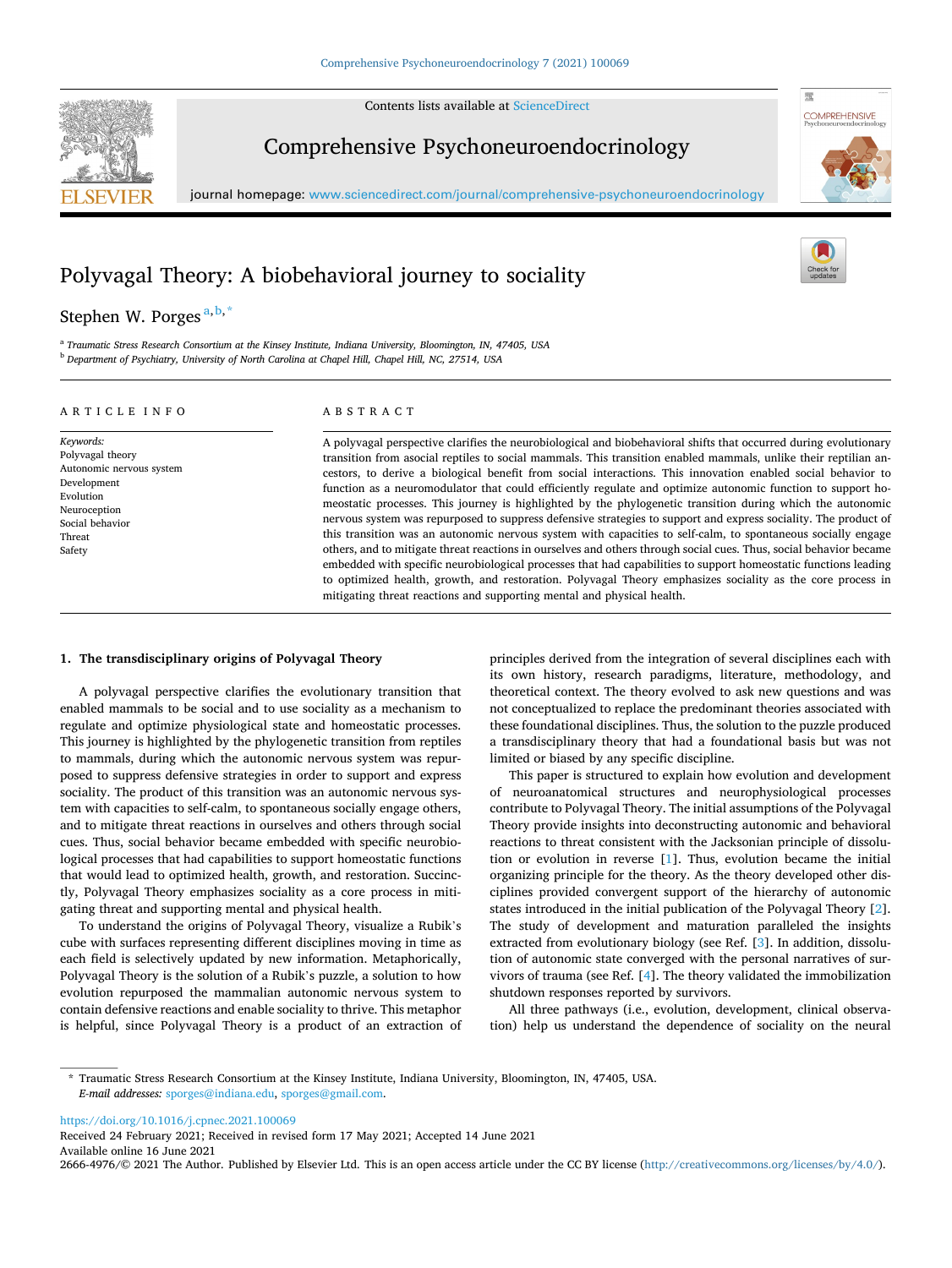# Polyvagal Theory: A biobehavioral journey to sociality

Stephen W. Porges [a,b,*]

[a] Traumatic Stress Research Consortium at the Kinsey Institute, Indiana University, Bloomington, IN, 47405, USA
[b] Department of Psychiatry, University of North Carolina at Chapel Hill, Chapel Hill, NC, 27514, USA

## ARTICLE INFO

*Keywords:*
Polyvagal theory
Autonomic nervous system
Development
Evolution
Neuroception
Social behavior
Threat
Safety

## ABSTRACT

A polyvagal perspective clarifies the neurobiological and biobehavioral shifts that occurred during evolutionary transition from asocial reptiles to social mammals. This transition enabled mammals, unlike their reptilian ancestors, to derive a biological benefit from social interactions. This innovation enabled social behavior to function as a neuromodulator that could efficiently regulate and optimize autonomic function to support homeostatic processes. This journey is highlighted by the phylogenetic transition during which the autonomic nervous system was repurposed to suppress defensive strategies to support and express sociality. The product of this transition was an autonomic nervous system with capacities to self-calm, to spontaneous socially engage others, and to mitigate threat reactions in ourselves and others through social cues. Thus, social behavior became embedded with specific neurobiological processes that had capabilities to support homeostatic functions leading to optimized health, growth, and restoration. Polyvagal Theory emphasizes sociality as the core process in mitigating threat reactions and supporting mental and physical health.

## 1. The transdisciplinary origins of Polyvagal Theory

A polyvagal perspective clarifies the evolutionary transition that enabled mammals to be social and to use sociality as a mechanism to regulate and optimize physiological state and homeostatic processes. This journey is highlighted by the phylogenetic transition from reptiles to mammals, during which the autonomic nervous system was repurposed to suppress defensive strategies in order to support and express sociality. The product of this transition was an autonomic nervous system with capacities to self-calm, to spontaneous socially engage others, and to mitigate threat reactions in ourselves and others through social cues. Thus, social behavior became embedded with specific neurobiological processes that had capabilities to support homeostatic functions that would lead to optimized health, growth, and restoration. Succinctly, Polyvagal Theory emphasizes sociality as a core process in mitigating threat and supporting mental and physical health.

To understand the origins of Polyvagal Theory, visualize a Rubik's cube with surfaces representing different disciplines moving in time as each field is selectively updated by new information. Metaphorically, Polyvagal Theory is the solution of a Rubik's puzzle, a solution to how evolution repurposed the mammalian autonomic nervous system to contain defensive reactions and enable sociality to thrive. This metaphor is helpful, since Polyvagal Theory is a product of an extraction of principles derived from the integration of several disciplines each with its own history, research paradigms, literature, methodology, and theoretical context. The theory evolved to ask new questions and was not conceptualized to replace the predominant theories associated with these foundational disciplines. Thus, the solution to the puzzle produced a transdisciplinary theory that had a foundational basis but was not limited or biased by any specific discipline.

This paper is structured to explain how evolution and development of neuroanatomical structures and neurophysiological processes contribute to Polyvagal Theory. The initial assumptions of the Polyvagal Theory provide insights into deconstructing autonomic and behavioral reactions to threat consistent with the Jacksonian principle of dissolution or evolution in reverse [1]. Thus, evolution became the initial organizing principle for the theory. As the theory developed other disciplines provided convergent support of the hierarchy of autonomic states introduced in the initial publication of the Polyvagal Theory [2]. The study of development and maturation paralleled the insights extracted from evolutionary biology (see Ref. [3]. In addition, dissolution of autonomic state converged with the personal narratives of survivors of trauma (see Ref. [4]. The theory validated the immobilization shutdown responses reported by survivors.

All three pathways (i.e., evolution, development, clinical observation) help us understand the dependence of sociality on the neural

---

* Traumatic Stress Research Consortium at the Kinsey Institute, Indiana University, Bloomington, IN, 47405, USA.
*E-mail addresses:* sporges@indiana.edu, sporges@gmail.com.

https://doi.org/10.1016/j.cpnec.2021.100069
Received 24 February 2021; Received in revised form 17 May 2021; Accepted 14 June 2021
Available online 16 June 2021
2666-4976/© 2021 The Author. Published by Elsevier Ltd. This is an open access article under the CC BY license (http://creativecommons.org/licenses/by/4.0/).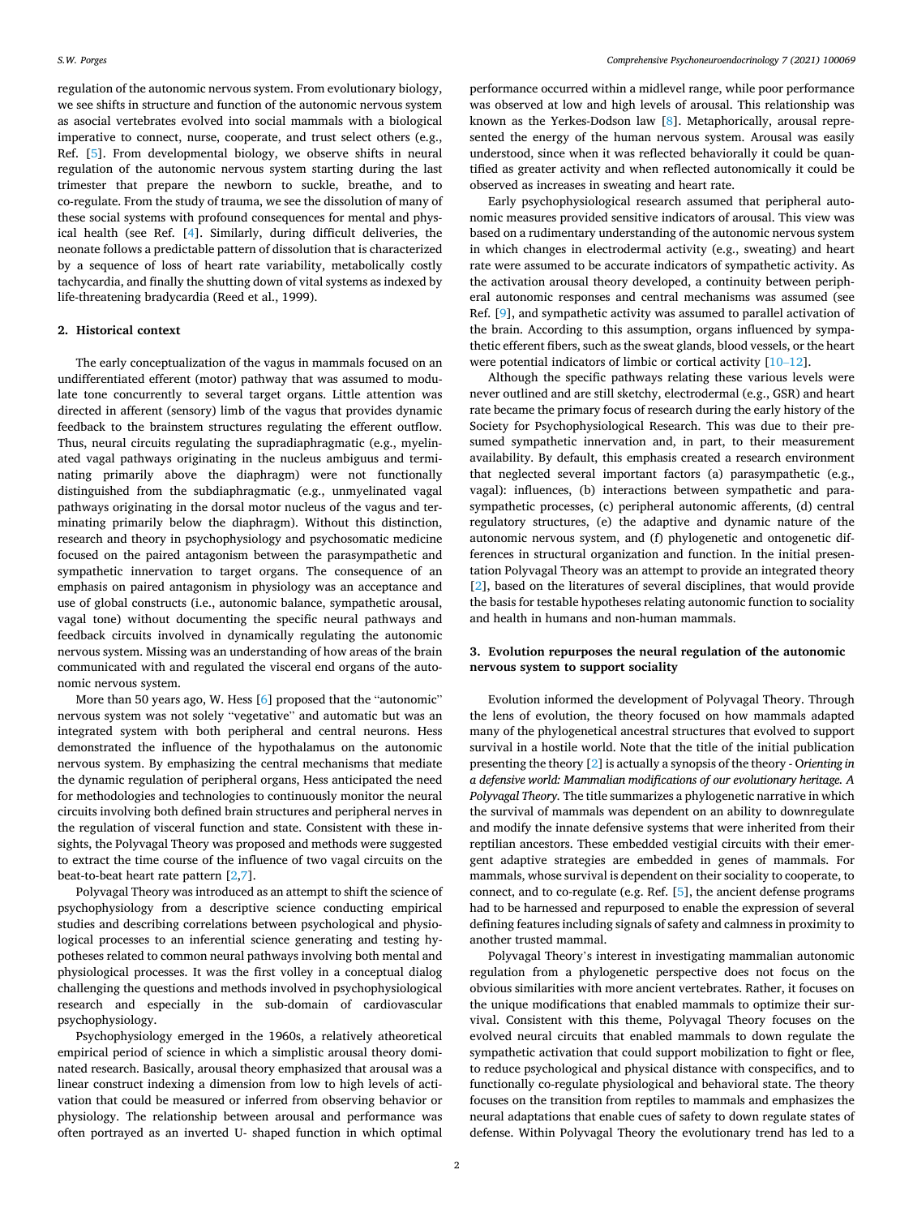regulation of the autonomic nervous system. From evolutionary biology, we see shifts in structure and function of the autonomic nervous system as asocial vertebrates evolved into social mammals with a biological imperative to connect, nurse, cooperate, and trust select others (e.g., Ref. [5]. From developmental biology, we observe shifts in neural regulation of the autonomic nervous system starting during the last trimester that prepare the newborn to suckle, breathe, and to co-regulate. From the study of trauma, we see the dissolution of many of these social systems with profound consequences for mental and physical health (see Ref. [4]. Similarly, during difficult deliveries, the neonate follows a predictable pattern of dissolution that is characterized by a sequence of loss of heart rate variability, metabolically costly tachycardia, and finally the shutting down of vital systems as indexed by life-threatening bradycardia (Reed et al., 1999).

## 2. Historical context

The early conceptualization of the vagus in mammals focused on an undifferentiated efferent (motor) pathway that was assumed to modulate tone concurrently to several target organs. Little attention was directed in afferent (sensory) limb of the vagus that provides dynamic feedback to the brainstem structures regulating the efferent outflow. Thus, neural circuits regulating the supradiaphragmatic (e.g., myelinated vagal pathways originating in the nucleus ambiguus and terminating primarily above the diaphragm) were not functionally distinguished from the subdiaphragmatic (e.g., unmyelinated vagal pathways originating in the dorsal motor nucleus of the vagus and terminating primarily below the diaphragm). Without this distinction, research and theory in psychophysiology and psychosomatic medicine focused on the paired antagonism between the parasympathetic and sympathetic innervation to target organs. The consequence of an emphasis on paired antagonism in physiology was an acceptance and use of global constructs (i.e., autonomic balance, sympathetic arousal, vagal tone) without documenting the specific neural pathways and feedback circuits involved in dynamically regulating the autonomic nervous system. Missing was an understanding of how areas of the brain communicated with and regulated the visceral end organs of the autonomic nervous system.

More than 50 years ago, W. Hess [6] proposed that the "autonomic" nervous system was not solely "vegetative" and automatic but was an integrated system with both peripheral and central neurons. Hess demonstrated the influence of the hypothalamus on the autonomic nervous system. By emphasizing the central mechanisms that mediate the dynamic regulation of peripheral organs, Hess anticipated the need for methodologies and technologies to continuously monitor the neural circuits involving both defined brain structures and peripheral nerves in the regulation of visceral function and state. Consistent with these insights, the Polyvagal Theory was proposed and methods were suggested to extract the time course of the influence of two vagal circuits on the beat-to-beat heart rate pattern [2,7].

Polyvagal Theory was introduced as an attempt to shift the science of psychophysiology from a descriptive science conducting empirical studies and describing correlations between psychological and physiological processes to an inferential science generating and testing hypotheses related to common neural pathways involving both mental and physiological processes. It was the first volley in a conceptual dialog challenging the questions and methods involved in psychophysiological research and especially in the sub-domain of cardiovascular psychophysiology.

Psychophysiology emerged in the 1960s, a relatively atheoretical empirical period of science in which a simplistic arousal theory dominated research. Basically, arousal theory emphasized that arousal was a linear construct indexing a dimension from low to high levels of activation that could be measured or inferred from observing behavior or physiology. The relationship between arousal and performance was often portrayed as an inverted U- shaped function in which optimal performance occurred within a midlevel range, while poor performance was observed at low and high levels of arousal. This relationship was known as the Yerkes-Dodson law [8]. Metaphorically, arousal represented the energy of the human nervous system. Arousal was easily understood, since when it was reflected behaviorally it could be quantified as greater activity and when reflected autonomically it could be observed as increases in sweating and heart rate.

Early psychophysiological research assumed that peripheral autonomic measures provided sensitive indicators of arousal. This view was based on a rudimentary understanding of the autonomic nervous system in which changes in electrodermal activity (e.g., sweating) and heart rate were assumed to be accurate indicators of sympathetic activity. As the activation arousal theory developed, a continuity between peripheral autonomic responses and central mechanisms was assumed (see Ref. [9], and sympathetic activity was assumed to parallel activation of the brain. According to this assumption, organs influenced by sympathetic efferent fibers, such as the sweat glands, blood vessels, or the heart were potential indicators of limbic or cortical activity [10–12].

Although the specific pathways relating these various levels were never outlined and are still sketchy, electrodermal (e.g., GSR) and heart rate became the primary focus of research during the early history of the Society for Psychophysiological Research. This was due to their presumed sympathetic innervation and, in part, to their measurement availability. By default, this emphasis created a research environment that neglected several important factors (a) parasympathetic (e.g., vagal): influences, (b) interactions between sympathetic and parasympathetic processes, (c) peripheral autonomic afferents, (d) central regulatory structures, (e) the adaptive and dynamic nature of the autonomic nervous system, and (f) phylogenetic and ontogenetic differences in structural organization and function. In the initial presentation Polyvagal Theory was an attempt to provide an integrated theory [2], based on the literatures of several disciplines, that would provide the basis for testable hypotheses relating autonomic function to sociality and health in humans and non-human mammals.

## 3. Evolution repurposes the neural regulation of the autonomic nervous system to support sociality

Evolution informed the development of Polyvagal Theory. Through the lens of evolution, the theory focused on how mammals adapted many of the phylogenetical ancestral structures that evolved to support survival in a hostile world. Note that the title of the initial publication presenting the theory [2] is actually a synopsis of the theory - *Orienting in a defensive world: Mammalian modifications of our evolutionary heritage. A Polyvagal Theory.* The title summarizes a phylogenetic narrative in which the survival of mammals was dependent on an ability to downregulate and modify the innate defensive systems that were inherited from their reptilian ancestors. These embedded vestigial circuits with their emergent adaptive strategies are embedded in genes of mammals. For mammals, whose survival is dependent on their sociality to cooperate, to connect, and to co-regulate (e.g. Ref. [5], the ancient defense programs had to be harnessed and repurposed to enable the expression of several defining features including signals of safety and calmness in proximity to another trusted mammal.

Polyvagal Theory's interest in investigating mammalian autonomic regulation from a phylogenetic perspective does not focus on the obvious similarities with more ancient vertebrates. Rather, it focuses on the unique modifications that enabled mammals to optimize their survival. Consistent with this theme, Polyvagal Theory focuses on the evolved neural circuits that enabled mammals to down regulate the sympathetic activation that could support mobilization to fight or flee, to reduce psychological and physical distance with conspecifics, and to functionally co-regulate physiological and behavioral state. The theory focuses on the transition from reptiles to mammals and emphasizes the neural adaptations that enable cues of safety to down regulate states of defense. Within Polyvagal Theory the evolutionary trend has led to a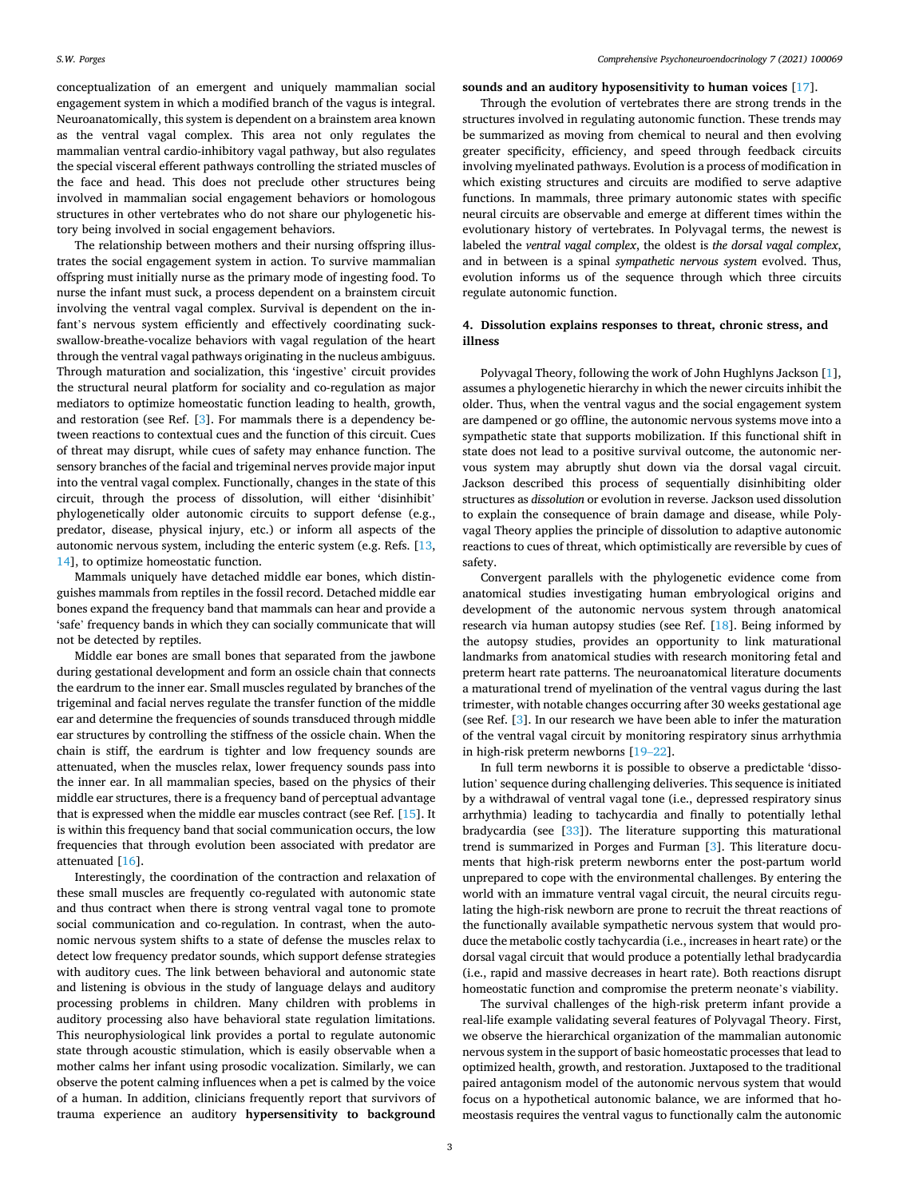conceptualization of an emergent and uniquely mammalian social engagement system in which a modified branch of the vagus is integral. Neuroanatomically, this system is dependent on a brainstem area known as the ventral vagal complex. This area not only regulates the mammalian ventral cardio-inhibitory vagal pathway, but also regulates the special visceral efferent pathways controlling the striated muscles of the face and head. This does not preclude other structures being involved in mammalian social engagement behaviors or homologous structures in other vertebrates who do not share our phylogenetic history being involved in social engagement behaviors.

The relationship between mothers and their nursing offspring illustrates the social engagement system in action. To survive mammalian offspring must initially nurse as the primary mode of ingesting food. To nurse the infant must suck, a process dependent on a brainstem circuit involving the ventral vagal complex. Survival is dependent on the infant's nervous system efficiently and effectively coordinating suck-swallow-breathe-vocalize behaviors with vagal regulation of the heart through the ventral vagal pathways originating in the nucleus ambiguus. Through maturation and socialization, this 'ingestive' circuit provides the structural neural platform for sociality and co-regulation as major mediators to optimize homeostatic function leading to health, growth, and restoration (see Ref. [3]. For mammals there is a dependency between reactions to contextual cues and the function of this circuit. Cues of threat may disrupt, while cues of safety may enhance function. The sensory branches of the facial and trigeminal nerves provide major input into the ventral vagal complex. Functionally, changes in the state of this circuit, through the process of dissolution, will either 'disinhibit' phylogenetically older autonomic circuits to support defense (e.g., predator, disease, physical injury, etc.) or inform all aspects of the autonomic nervous system, including the enteric system (e.g. Refs. [13, 14], to optimize homeostatic function.

Mammals uniquely have detached middle ear bones, which distinguishes mammals from reptiles in the fossil record. Detached middle ear bones expand the frequency band that mammals can hear and provide a 'safe' frequency bands in which they can socially communicate that will not be detected by reptiles.

Middle ear bones are small bones that separated from the jawbone during gestational development and form an ossicle chain that connects the eardrum to the inner ear. Small muscles regulated by branches of the trigeminal and facial nerves regulate the transfer function of the middle ear and determine the frequencies of sounds transduced through middle ear structures by controlling the stiffness of the ossicle chain. When the chain is stiff, the eardrum is tighter and low frequency sounds are attenuated, when the muscles relax, lower frequency sounds pass into the inner ear. In all mammalian species, based on the physics of their middle ear structures, there is a frequency band of perceptual advantage that is expressed when the middle ear muscles contract (see Ref. [15]. It is within this frequency band that social communication occurs, the low frequencies that through evolution been associated with predator are attenuated [16].

Interestingly, the coordination of the contraction and relaxation of these small muscles are frequently co-regulated with autonomic state and thus contract when there is strong ventral vagal tone to promote social communication and co-regulation. In contrast, when the autonomic nervous system shifts to a state of defense the muscles relax to detect low frequency predator sounds, which support defense strategies with auditory cues. The link between behavioral and autonomic state and listening is obvious in the study of language delays and auditory processing problems in children. Many children with problems in auditory processing also have behavioral state regulation limitations. This neurophysiological link provides a portal to regulate autonomic state through acoustic stimulation, which is easily observable when a mother calms her infant using prosodic vocalization. Similarly, we can observe the potent calming influences when a pet is calmed by the voice of a human. In addition, clinicians frequently report that survivors of trauma experience an auditory **hypersensitivity to background sounds and an auditory hyposensitivity to human voices** [17].

Through the evolution of vertebrates there are strong trends in the structures involved in regulating autonomic function. These trends may be summarized as moving from chemical to neural and then evolving greater specificity, efficiency, and speed through feedback circuits involving myelinated pathways. Evolution is a process of modification in which existing structures and circuits are modified to serve adaptive functions. In mammals, three primary autonomic states with specific neural circuits are observable and emerge at different times within the evolutionary history of vertebrates. In Polyvagal terms, the newest is labeled the *ventral vagal complex*, the oldest is *the dorsal vagal complex*, and in between is a spinal *sympathetic nervous system* evolved. Thus, evolution informs us of the sequence through which three circuits regulate autonomic function.

## 4. Dissolution explains responses to threat, chronic stress, and illness

Polyvagal Theory, following the work of John Hughlyns Jackson [1], assumes a phylogenetic hierarchy in which the newer circuits inhibit the older. Thus, when the ventral vagus and the social engagement system are dampened or go offline, the autonomic nervous systems move into a sympathetic state that supports mobilization. If this functional shift in state does not lead to a positive survival outcome, the autonomic nervous system may abruptly shut down via the dorsal vagal circuit. Jackson described this process of sequentially disinhibiting older structures as *dissolution* or evolution in reverse. Jackson used dissolution to explain the consequence of brain damage and disease, while Polyvagal Theory applies the principle of dissolution to adaptive autonomic reactions to cues of threat, which optimistically are reversible by cues of safety.

Convergent parallels with the phylogenetic evidence come from anatomical studies investigating human embryological origins and development of the autonomic nervous system through anatomical research via human autopsy studies (see Ref. [18]. Being informed by the autopsy studies, provides an opportunity to link maturational landmarks from anatomical studies with research monitoring fetal and preterm heart rate patterns. The neuroanatomical literature documents a maturational trend of myelination of the ventral vagus during the last trimester, with notable changes occurring after 30 weeks gestational age (see Ref. [3]. In our research we have been able to infer the maturation of the ventral vagal circuit by monitoring respiratory sinus arrhythmia in high-risk preterm newborns [19–22].

In full term newborns it is possible to observe a predictable 'dissolution' sequence during challenging deliveries. This sequence is initiated by a withdrawal of ventral vagal tone (i.e., depressed respiratory sinus arrhythmia) leading to tachycardia and finally to potentially lethal bradycardia (see [33]). The literature supporting this maturational trend is summarized in Porges and Furman [3]. This literature documents that high-risk preterm newborns enter the post-partum world unprepared to cope with the environmental challenges. By entering the world with an immature ventral vagal circuit, the neural circuits regulating the high-risk newborn are prone to recruit the threat reactions of the functionally available sympathetic nervous system that would produce the metabolic costly tachycardia (i.e., increases in heart rate) or the dorsal vagal circuit that would produce a potentially lethal bradycardia (i.e., rapid and massive decreases in heart rate). Both reactions disrupt homeostatic function and compromise the preterm neonate's viability.

The survival challenges of the high-risk preterm infant provide a real-life example validating several features of Polyvagal Theory. First, we observe the hierarchical organization of the mammalian autonomic nervous system in the support of basic homeostatic processes that lead to optimized health, growth, and restoration. Juxtaposed to the traditional paired antagonism model of the autonomic nervous system that would focus on a hypothetical autonomic balance, we are informed that homeostasis requires the ventral vagus to functionally calm the autonomic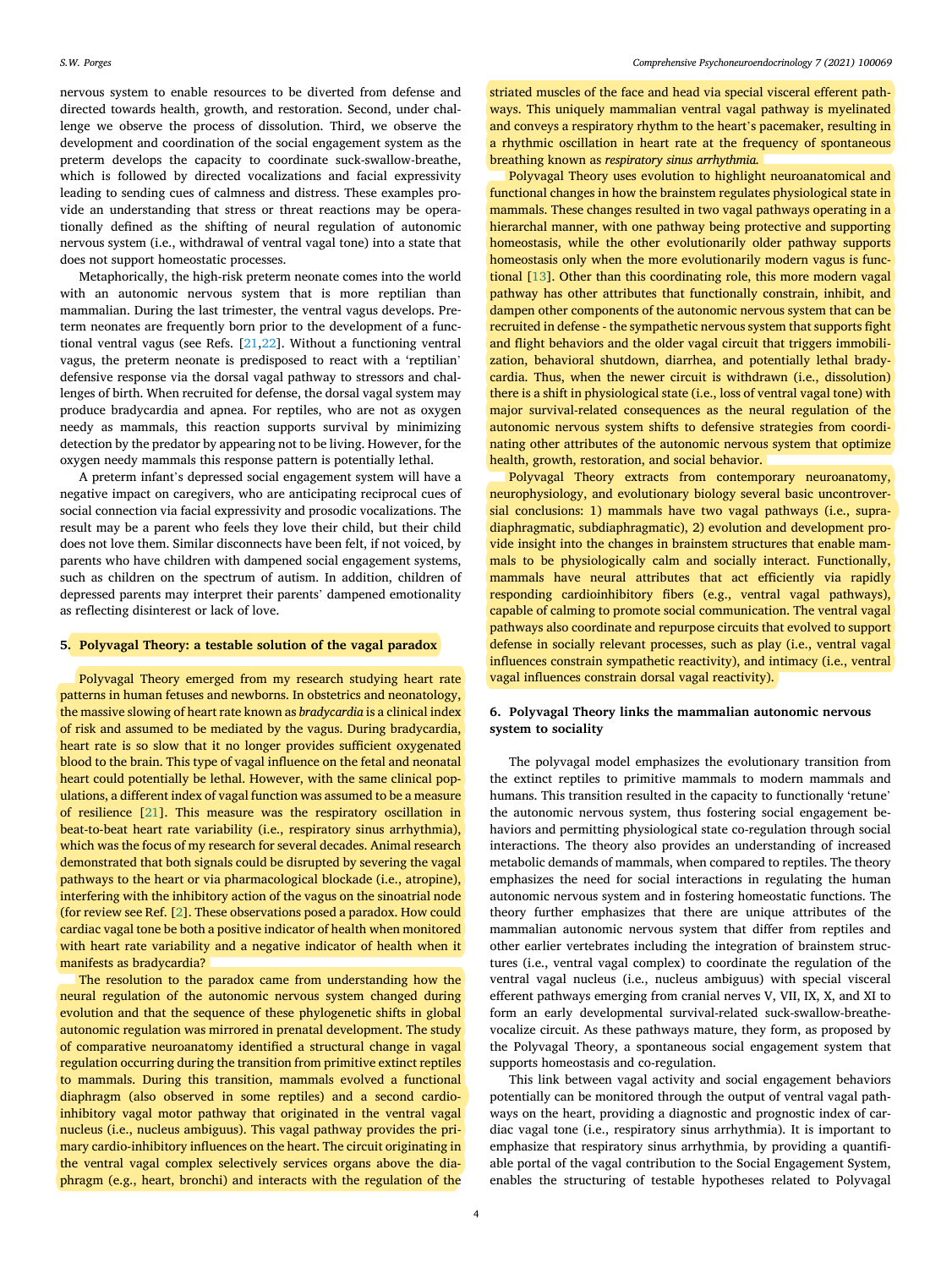nervous system to enable resources to be diverted from defense and directed towards health, growth, and restoration. Second, under challenge we observe the process of dissolution. Third, we observe the development and coordination of the social engagement system as the preterm develops the capacity to coordinate suck-swallow-breathe, which is followed by directed vocalizations and facial expressivity leading to sending cues of calmness and distress. These examples provide an understanding that stress or threat reactions may be operationally defined as the shifting of neural regulation of autonomic nervous system (i.e., withdrawal of ventral vagal tone) into a state that does not support homeostatic processes.

Metaphorically, the high-risk preterm neonate comes into the world with an autonomic nervous system that is more reptilian than mammalian. During the last trimester, the ventral vagus develops. Preterm neonates are frequently born prior to the development of a functional ventral vagus (see Refs. [21,22]. Without a functioning ventral vagus, the preterm neonate is predisposed to react with a 'reptilian' defensive response via the dorsal vagal pathway to stressors and challenges of birth. When recruited for defense, the dorsal vagal system may produce bradycardia and apnea. For reptiles, who are not as oxygen needy as mammals, this reaction supports survival by minimizing detection by the predator by appearing not to be living. However, for the oxygen needy mammals this response pattern is potentially lethal.

A preterm infant's depressed social engagement system will have a negative impact on caregivers, who are anticipating reciprocal cues of social connection via facial expressivity and prosodic vocalizations. The result may be a parent who feels they love their child, but their child does not love them. Similar disconnects have been felt, if not voiced, by parents who have children with dampened social engagement systems, such as children on the spectrum of autism. In addition, children of depressed parents may interpret their parents' dampened emotionality as reflecting disinterest or lack of love.

## 5. Polyvagal Theory: a testable solution of the vagal paradox

Polyvagal Theory emerged from my research studying heart rate patterns in human fetuses and newborns. In obstetrics and neonatology, the massive slowing of heart rate known as *bradycardia* is a clinical index of risk and assumed to be mediated by the vagus. During bradycardia, heart rate is so slow that it no longer provides sufficient oxygenated blood to the brain. This type of vagal influence on the fetal and neonatal heart could potentially be lethal. However, with the same clinical populations, a different index of vagal function was assumed to be a measure of resilience [21]. This measure was the respiratory oscillation in beat-to-beat heart rate variability (i.e., respiratory sinus arrhythmia), which was the focus of my research for several decades. Animal research demonstrated that both signals could be disrupted by severing the vagal pathways to the heart or via pharmacological blockade (i.e., atropine), interfering with the inhibitory action of the vagus on the sinoatrial node (for review see Ref. [2]. These observations posed a paradox. How could cardiac vagal tone be both a positive indicator of health when monitored with heart rate variability and a negative indicator of health when it manifests as bradycardia?

The resolution to the paradox came from understanding how the neural regulation of the autonomic nervous system changed during evolution and that the sequence of these phylogenetic shifts in global autonomic regulation was mirrored in prenatal development. The study of comparative neuroanatomy identified a structural change in vagal regulation occurring during the transition from primitive extinct reptiles to mammals. During this transition, mammals evolved a functional diaphragm (also observed in some reptiles) and a second cardioinhibitory vagal motor pathway that originated in the ventral vagal nucleus (i.e., nucleus ambiguus). This vagal pathway provides the primary cardio-inhibitory influences on the heart. The circuit originating in the ventral vagal complex selectively services organs above the diaphragm (e.g., heart, bronchi) and interacts with the regulation of the striated muscles of the face and head via special visceral efferent pathways. This uniquely mammalian ventral vagal pathway is myelinated and conveys a respiratory rhythm to the heart's pacemaker, resulting in a rhythmic oscillation in heart rate at the frequency of spontaneous breathing known as *respiratory sinus arrhythmia*.

Polyvagal Theory uses evolution to highlight neuroanatomical and functional changes in how the brainstem regulates physiological state in mammals. These changes resulted in two vagal pathways operating in a hierarchal manner, with one pathway being protective and supporting homeostasis, while the other evolutionarily older pathway supports homeostasis only when the more evolutionarily modern vagus is functional [13]. Other than this coordinating role, this more modern vagal pathway has other attributes that functionally constrain, inhibit, and dampen other components of the autonomic nervous system that can be recruited in defense - the sympathetic nervous system that supports fight and flight behaviors and the older vagal circuit that triggers immobilization, behavioral shutdown, diarrhea, and potentially lethal bradycardia. Thus, when the newer circuit is withdrawn (i.e., dissolution) there is a shift in physiological state (i.e., loss of ventral vagal tone) with major survival-related consequences as the neural regulation of the autonomic nervous system shifts to defensive strategies from coordinating other attributes of the autonomic nervous system that optimize health, growth, restoration, and social behavior.

Polyvagal Theory extracts from contemporary neuroanatomy, neurophysiology, and evolutionary biology several basic uncontroversial conclusions: 1) mammals have two vagal pathways (i.e., supradiaphragmatic, subdiaphragmatic), 2) evolution and development provide insight into the changes in brainstem structures that enable mammals to be physiologically calm and socially interact. Functionally, mammals have neural attributes that act efficiently via rapidly responding cardioinhibitory fibers (e.g., ventral vagal pathways), capable of calming to promote social communication. The ventral vagal pathways also coordinate and repurpose circuits that evolved to support defense in socially relevant processes, such as play (i.e., ventral vagal influences constrain sympathetic reactivity), and intimacy (i.e., ventral vagal influences constrain dorsal vagal reactivity).

## 6. Polyvagal Theory links the mammalian autonomic nervous system to sociality

The polyvagal model emphasizes the evolutionary transition from the extinct reptiles to primitive mammals to modern mammals and humans. This transition resulted in the capacity to functionally 'retune' the autonomic nervous system, thus fostering social engagement behaviors and permitting physiological state co-regulation through social interactions. The theory also provides an understanding of increased metabolic demands of mammals, when compared to reptiles. The theory emphasizes the need for social interactions in regulating the human autonomic nervous system and in fostering homeostatic functions. The theory further emphasizes that there are unique attributes of the mammalian autonomic nervous system that differ from reptiles and other earlier vertebrates including the integration of brainstem structures (i.e., ventral vagal complex) to coordinate the regulation of the ventral vagal nucleus (i.e., nucleus ambiguus) with special visceral efferent pathways emerging from cranial nerves V, VII, IX, X, and XI to form an early developmental survival-related suck-swallow-breathe-vocalize circuit. As these pathways mature, they form, as proposed by the Polyvagal Theory, a spontaneous social engagement system that supports homeostasis and co-regulation.

This link between vagal activity and social engagement behaviors potentially can be monitored through the output of ventral vagal pathways on the heart, providing a diagnostic and prognostic index of cardiac vagal tone (i.e., respiratory sinus arrhythmia). It is important to emphasize that respiratory sinus arrhythmia, by providing a quantifiable portal of the vagal contribution to the Social Engagement System, enables the structuring of testable hypotheses related to Polyvagal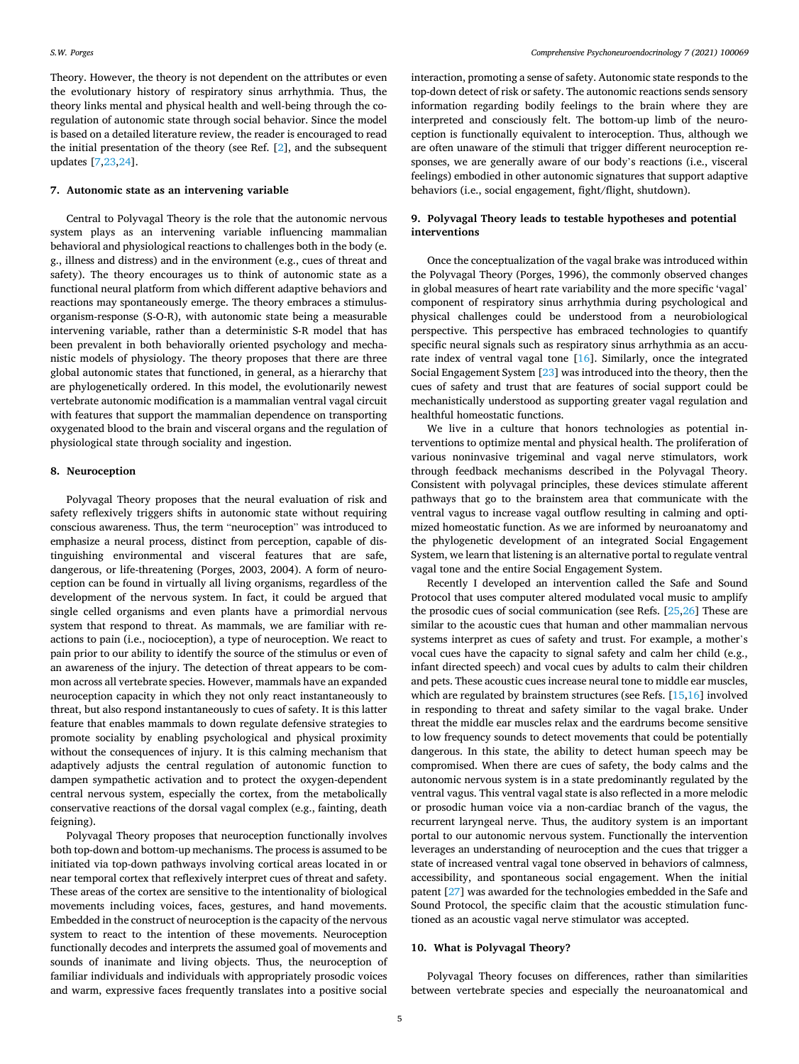Theory. However, the theory is not dependent on the attributes or even the evolutionary history of respiratory sinus arrhythmia. Thus, the theory links mental and physical health and well-being through the co-regulation of autonomic state through social behavior. Since the model is based on a detailed literature review, the reader is encouraged to read the initial presentation of the theory (see Ref. [2], and the subsequent updates [7,23,24].

## 7. Autonomic state as an intervening variable

Central to Polyvagal Theory is the role that the autonomic nervous system plays as an intervening variable influencing mammalian behavioral and physiological reactions to challenges both in the body (e.g., illness and distress) and in the environment (e.g., cues of threat and safety). The theory encourages us to think of autonomic state as a functional neural platform from which different adaptive behaviors and reactions may spontaneously emerge. The theory embraces a stimulus-organism-response (S-O-R), with autonomic state being a measurable intervening variable, rather than a deterministic S-R model that has been prevalent in both behaviorally oriented psychology and mechanistic models of physiology. The theory proposes that there are three global autonomic states that functioned, in general, as a hierarchy that are phylogenetically ordered. In this model, the evolutionarily newest vertebrate autonomic modification is a mammalian ventral vagal circuit with features that support the mammalian dependence on transporting oxygenated blood to the brain and visceral organs and the regulation of physiological state through sociality and ingestion.

## 8. Neuroception

Polyvagal Theory proposes that the neural evaluation of risk and safety reflexively triggers shifts in autonomic state without requiring conscious awareness. Thus, the term "neuroception" was introduced to emphasize a neural process, distinct from perception, capable of distinguishing environmental and visceral features that are safe, dangerous, or life-threatening (Porges, 2003, 2004). A form of neuroception can be found in virtually all living organisms, regardless of the development of the nervous system. In fact, it could be argued that single celled organisms and even plants have a primordial nervous system that respond to threat. As mammals, we are familiar with reactions to pain (i.e., nocioception), a type of neuroception. We react to pain prior to our ability to identify the source of the stimulus or even of an awareness of the injury. The detection of threat appears to be common across all vertebrate species. However, mammals have an expanded neuroception capacity in which they not only react instantaneously to threat, but also respond instantaneously to cues of safety. It is this latter feature that enables mammals to down regulate defensive strategies to promote sociality by enabling psychological and physical proximity without the consequences of injury. It is this calming mechanism that adaptively adjusts the central regulation of autonomic function to dampen sympathetic activation and to protect the oxygen-dependent central nervous system, especially the cortex, from the metabolically conservative reactions of the dorsal vagal complex (e.g., fainting, death feigning).

Polyvagal Theory proposes that neuroception functionally involves both top-down and bottom-up mechanisms. The process is assumed to be initiated via top-down pathways involving cortical areas located in or near temporal cortex that reflexively interpret cues of threat and safety. These areas of the cortex are sensitive to the intentionality of biological movements including voices, faces, gestures, and hand movements. Embedded in the construct of neuroception is the capacity of the nervous system to react to the intention of these movements. Neuroception functionally decodes and interprets the assumed goal of movements and sounds of inanimate and living objects. Thus, the neuroception of familiar individuals and individuals with appropriately prosodic voices and warm, expressive faces frequently translates into a positive social interaction, promoting a sense of safety. Autonomic state responds to the top-down detect of risk or safety. The autonomic reactions sends sensory information regarding bodily feelings to the brain where they are interpreted and consciously felt. The bottom-up limb of the neuroception is functionally equivalent to interoception. Thus, although we are often unaware of the stimuli that trigger different neuroception responses, we are generally aware of our body's reactions (i.e., visceral feelings) embodied in other autonomic signatures that support adaptive behaviors (i.e., social engagement, fight/flight, shutdown).

## 9. Polyvagal Theory leads to testable hypotheses and potential interventions

Once the conceptualization of the vagal brake was introduced within the Polyvagal Theory (Porges, 1996), the commonly observed changes in global measures of heart rate variability and the more specific 'vagal' component of respiratory sinus arrhythmia during psychological and physical challenges could be understood from a neurobiological perspective. This perspective has embraced technologies to quantify specific neural signals such as respiratory sinus arrhythmia as an accurate index of ventral vagal tone [16]. Similarly, once the integrated Social Engagement System [23] was introduced into the theory, then the cues of safety and trust that are features of social support could be mechanistically understood as supporting greater vagal regulation and healthful homeostatic functions.

We live in a culture that honors technologies as potential interventions to optimize mental and physical health. The proliferation of various noninvasive trigeminal and vagal nerve stimulators, work through feedback mechanisms described in the Polyvagal Theory. Consistent with polyvagal principles, these devices stimulate afferent pathways that go to the brainstem area that communicate with the ventral vagus to increase vagal outflow resulting in calming and optimized homeostatic function. As we are informed by neuroanatomy and the phylogenetic development of an integrated Social Engagement System, we learn that listening is an alternative portal to regulate ventral vagal tone and the entire Social Engagement System.

Recently I developed an intervention called the Safe and Sound Protocol that uses computer altered modulated vocal music to amplify the prosodic cues of social communication (see Refs. [25,26] These are similar to the acoustic cues that human and other mammalian nervous systems interpret as cues of safety and trust. For example, a mother's vocal cues have the capacity to signal safety and calm her child (e.g., infant directed speech) and vocal cues by adults to calm their children and pets. These acoustic cues increase neural tone to middle ear muscles, which are regulated by brainstem structures (see Refs. [15,16] involved in responding to threat and safety similar to the vagal brake. Under threat the middle ear muscles relax and the eardrums become sensitive to low frequency sounds to detect movements that could be potentially dangerous. In this state, the ability to detect human speech may be compromised. When there are cues of safety, the body calms and the autonomic nervous system is in a state predominantly regulated by the ventral vagus. This ventral vagal state is also reflected in a more melodic or prosodic human voice via a non-cardiac branch of the vagus, the recurrent laryngeal nerve. Thus, the auditory system is an important portal to our autonomic nervous system. Functionally the intervention leverages an understanding of neuroception and the cues that trigger a state of increased ventral vagal tone observed in behaviors of calmness, accessibility, and spontaneous social engagement. When the initial patent [27] was awarded for the technologies embedded in the Safe and Sound Protocol, the specific claim that the acoustic stimulation functioned as an acoustic vagal nerve stimulator was accepted.

## 10. What is Polyvagal Theory?

Polyvagal Theory focuses on differences, rather than similarities between vertebrate species and especially the neuroanatomical and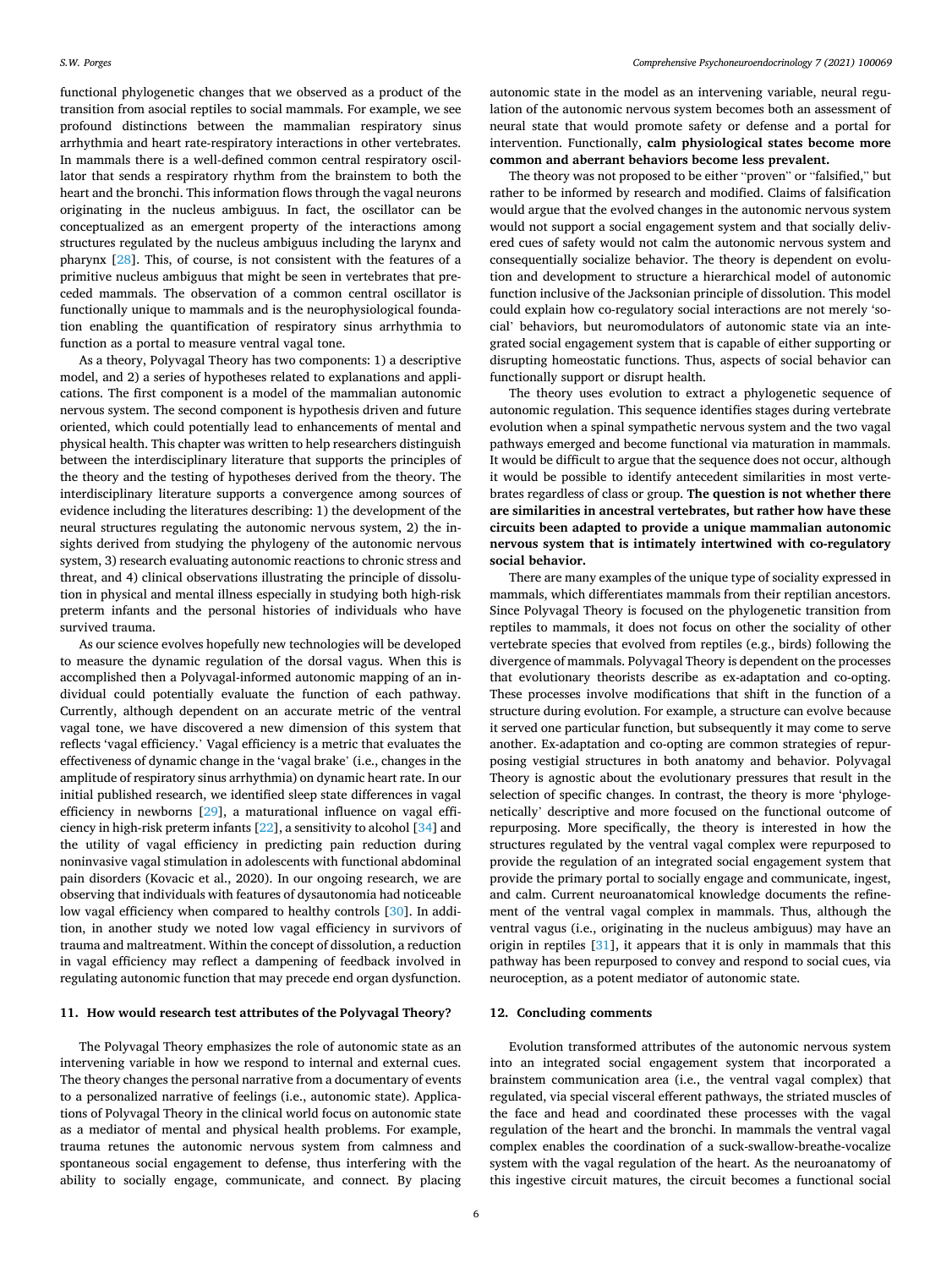functional phylogenetic changes that we observed as a product of the transition from asocial reptiles to social mammals. For example, we see profound distinctions between the mammalian respiratory sinus arrhythmia and heart rate-respiratory interactions in other vertebrates. In mammals there is a well-defined common central respiratory oscillator that sends a respiratory rhythm from the brainstem to both the heart and the bronchi. This information flows through the vagal neurons originating in the nucleus ambiguus. In fact, the oscillator can be conceptualized as an emergent property of the interactions among structures regulated by the nucleus ambiguus including the larynx and pharynx [28]. This, of course, is not consistent with the features of a primitive nucleus ambiguus that might be seen in vertebrates that preceded mammals. The observation of a common central oscillator is functionally unique to mammals and is the neurophysiological foundation enabling the quantification of respiratory sinus arrhythmia to function as a portal to measure ventral vagal tone.

As a theory, Polyvagal Theory has two components: 1) a descriptive model, and 2) a series of hypotheses related to explanations and applications. The first component is a model of the mammalian autonomic nervous system. The second component is hypothesis driven and future oriented, which could potentially lead to enhancements of mental and physical health. This chapter was written to help researchers distinguish between the interdisciplinary literature that supports the principles of the theory and the testing of hypotheses derived from the theory. The interdisciplinary literature supports a convergence among sources of evidence including the literatures describing: 1) the development of the neural structures regulating the autonomic nervous system, 2) the insights derived from studying the phylogeny of the autonomic nervous system, 3) research evaluating autonomic reactions to chronic stress and threat, and 4) clinical observations illustrating the principle of dissolution in physical and mental illness especially in studying both high-risk preterm infants and the personal histories of individuals who have survived trauma.

As our science evolves hopefully new technologies will be developed to measure the dynamic regulation of the dorsal vagus. When this is accomplished then a Polyvagal-informed autonomic mapping of an individual could potentially evaluate the function of each pathway. Currently, although dependent on an accurate metric of the ventral vagal tone, we have discovered a new dimension of this system that reflects 'vagal efficiency.' Vagal efficiency is a metric that evaluates the effectiveness of dynamic change in the 'vagal brake' (i.e., changes in the amplitude of respiratory sinus arrhythmia) on dynamic heart rate. In our initial published research, we identified sleep state differences in vagal efficiency in newborns [29], a maturational influence on vagal efficiency in high-risk preterm infants [22], a sensitivity to alcohol [34] and the utility of vagal efficiency in predicting pain reduction during noninvasive vagal stimulation in adolescents with functional abdominal pain disorders (Kovacic et al., 2020). In our ongoing research, we are observing that individuals with features of dysautonomia had noticeable low vagal efficiency when compared to healthy controls [30]. In addition, in another study we noted low vagal efficiency in survivors of trauma and maltreatment. Within the concept of dissolution, a reduction in vagal efficiency may reflect a dampening of feedback involved in regulating autonomic function that may precede end organ dysfunction.

## 11. How would research test attributes of the Polyvagal Theory?

The Polyvagal Theory emphasizes the role of autonomic state as an intervening variable in how we respond to internal and external cues. The theory changes the personal narrative from a documentary of events to a personalized narrative of feelings (i.e., autonomic state). Applications of Polyvagal Theory in the clinical world focus on autonomic state as a mediator of mental and physical health problems. For example, trauma retunes the autonomic nervous system from calmness and spontaneous social engagement to defense, thus interfering with the ability to socially engage, communicate, and connect. By placing autonomic state in the model as an intervening variable, neural regulation of the autonomic nervous system becomes both an assessment of neural state that would promote safety or defense and a portal for intervention. Functionally, **calm physiological states become more common and aberrant behaviors become less prevalent.**

The theory was not proposed to be either "proven" or "falsified," but rather to be informed by research and modified. Claims of falsification would argue that the evolved changes in the autonomic nervous system would not support a social engagement system and that socially delivered cues of safety would not calm the autonomic nervous system and consequentially socialize behavior. The theory is dependent on evolution and development to structure a hierarchical model of autonomic function inclusive of the Jacksonian principle of dissolution. This model could explain how co-regulatory social interactions are not merely 'social' behaviors, but neuromodulators of autonomic state via an integrated social engagement system that is capable of either supporting or disrupting homeostatic functions. Thus, aspects of social behavior can functionally support or disrupt health.

The theory uses evolution to extract a phylogenetic sequence of autonomic regulation. This sequence identifies stages during vertebrate evolution when a spinal sympathetic nervous system and the two vagal pathways emerged and become functional via maturation in mammals. It would be difficult to argue that the sequence does not occur, although it would be possible to identify antecedent similarities in most vertebrates regardless of class or group. **The question is not whether there are similarities in ancestral vertebrates, but rather how have these circuits been adapted to provide a unique mammalian autonomic nervous system that is intimately intertwined with co-regulatory social behavior.**

There are many examples of the unique type of sociality expressed in mammals, which differentiates mammals from their reptilian ancestors. Since Polyvagal Theory is focused on the phylogenetic transition from reptiles to mammals, it does not focus on other the sociality of other vertebrate species that evolved from reptiles (e.g., birds) following the divergence of mammals. Polyvagal Theory is dependent on the processes that evolutionary theorists describe as ex-adaptation and co-opting. These processes involve modifications that shift in the function of a structure during evolution. For example, a structure can evolve because it served one particular function, but subsequently it may come to serve another. Ex-adaptation and co-opting are common strategies of repurposing vestigial structures in both anatomy and behavior. Polyvagal Theory is agnostic about the evolutionary pressures that result in the selection of specific changes. In contrast, the theory is more 'phylogenetically' descriptive and more focused on the functional outcome of repurposing. More specifically, the theory is interested in how the structures regulated by the ventral vagal complex were repurposed to provide the regulation of an integrated social engagement system that provide the primary portal to socially engage and communicate, ingest, and calm. Current neuroanatomical knowledge documents the refinement of the ventral vagal complex in mammals. Thus, although the ventral vagus (i.e., originating in the nucleus ambiguus) may have an origin in reptiles [31], it appears that it is only in mammals that this pathway has been repurposed to convey and respond to social cues, via neuroception, as a potent mediator of autonomic state.

## 12. Concluding comments

Evolution transformed attributes of the autonomic nervous system into an integrated social engagement system that incorporated a brainstem communication area (i.e., the ventral vagal complex) that regulated, via special visceral efferent pathways, the striated muscles of the face and head and coordinated these processes with the vagal regulation of the heart and the bronchi. In mammals the ventral vagal complex enables the coordination of a suck-swallow-breathe-vocalize system with the vagal regulation of the heart. As the neuroanatomy of this ingestive circuit matures, the circuit becomes a functional social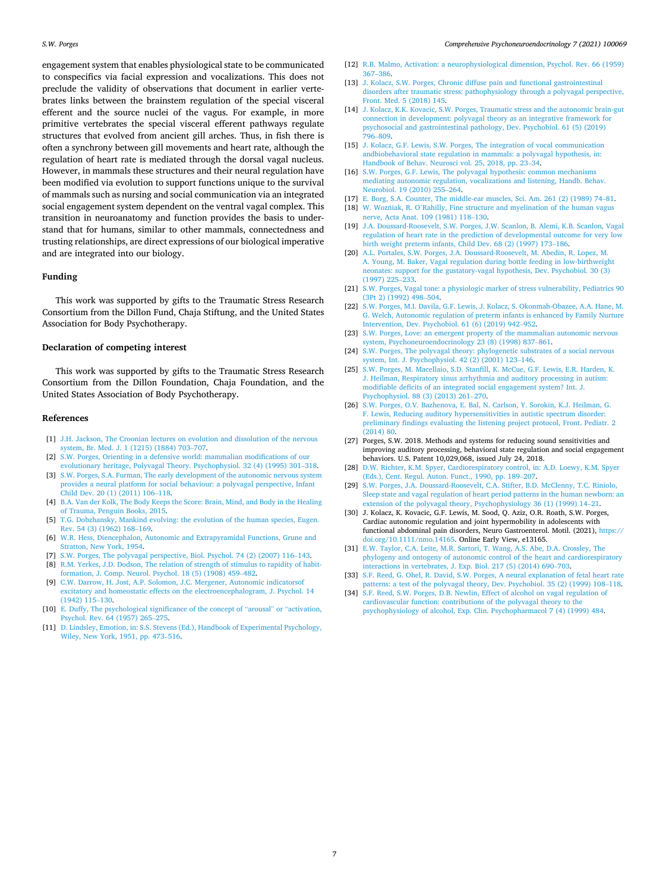engagement system that enables physiological state to be communicated to conspecifics via facial expression and vocalizations. This does not preclude the validity of observations that document in earlier vertebrates links between the brainstem regulation of the special visceral efferent and the source nuclei of the vagus. For example, in more primitive vertebrates the special visceral efferent pathways regulate structures that evolved from ancient gill arches. Thus, in fish there is often a synchrony between gill movements and heart rate, although the regulation of heart rate is mediated through the dorsal vagal nucleus. However, in mammals these structures and their neural regulation have been modified via evolution to support functions unique to the survival of mammals such as nursing and social communication via an integrated social engagement system dependent on the ventral vagal complex. This transition in neuroanatomy and function provides the basis to understand that for humans, similar to other mammals, connectedness and trusting relationships, are direct expressions of our biological imperative and are integrated into our biology.

## Funding

This work was supported by gifts to the Traumatic Stress Research Consortium from the Dillon Fund, Chaja Stiftung, and the United States Association for Body Psychotherapy.

## Declaration of competing interest

This work was supported by gifts to the Traumatic Stress Research Consortium from the Dillon Foundation, Chaja Foundation, and the United States Association of Body Psychotherapy.

## References

[1] J.H. Jackson, The Croonian lectures on evolution and dissolution of the nervous system, Br. Med. J. 1 (1215) (1884) 703–707.

[2] S.W. Porges, Orienting in a defensive world: mammalian modifications of our evolutionary heritage, Polyvagal Theory. Psychophysiol. 32 (4) (1995) 301–318.

[3] S.W. Porges, S.A. Furman, The early development of the autonomic nervous system provides a neural platform for social behaviour: a polyvagal perspective, Infant Child Dev. 20 (1) (2011) 106–118.

[4] B.A. Van der Kolk, The Body Keeps the Score: Brain, Mind, and Body in the Healing of Trauma, Penguin Books, 2015.

[5] T.G. Dobzhansky, Mankind evolving: the evolution of the human species, Eugen. Rev. 54 (3) (1962) 168–169.

[6] W.R. Hess, Diencephalon, Autonomic and Extrapyramidal Functions, Grune and Stratton, New York, 1954.

[7] S.W. Porges, The polyvagal perspective, Biol. Psychol. 74 (2) (2007) 116–143.

[8] R.M. Yerkes, J.D. Dodson, The relation of strength of stimulus to rapidity of habit-formation, J. Comp. Neurol. Psychol. 18 (5) (1908) 459–482.

[9] C.W. Darrow, H. Jost, A.P. Solomon, J.C. Mergener, Autonomic indicatorsof excitatory and homeostatic effects on the electroencephalogram, J. Psychol. 14 (1942) 115–130.

[10] E. Duffy, The psychological significance of the concept of "arousal" or "activation, Psychol. Rev. 64 (1957) 265–275.

[11] D. Lindsley, Emotion, in: S.S. Stevens (Ed.), Handbook of Experimental Psychology, Wiley, New York, 1951, pp. 473–516.

[12] R.B. Malmo, Activation: a neurophysiological dimension, Psychol. Rev. 66 (1959) 367–386.

[13] J. Kolacz, S.W. Porges, Chronic diffuse pain and functional gastrointestinal disorders after traumatic stress: pathophysiology through a polyvagal perspective, Front. Med. 5 (2018) 145.

[14] J. Kolacz, K.K. Kovacic, S.W. Porges, Traumatic stress and the autonomic brain-gut connection in development: polyvagal theory as an integrative framework for psychosocial and gastrointestinal pathology, Dev. Psychobiol. 61 (5) (2019) 796–809.

[15] J. Kolacz, G.F. Lewis, S.W. Porges, The integration of vocal communication andbiobehavioral state regulation in mammals: a polyvagal hypothesis, in: Handbook of Behav. Neurosci vol. 25, 2018, pp. 23–34.

[16] S.W. Porges, G.F. Lewis, The polyvagal hypothesis: common mechanisms mediating autonomic regulation, vocalizations and listening, Handb. Behav. Neurobiol. 19 (2010) 255–264.

[17] E. Borg, S.A. Counter, The middle-ear muscles, Sci. Am. 261 (2) (1989) 74–81.

[18] W. Wozniak, R. O'Rahilly, Fine structure and myelination of the human vagus nerve, Acta Anat. 109 (1981) 118–130.

[19] J.A. Doussard-Roosevelt, S.W. Porges, J.W. Scanlon, B. Alemi, K.B. Scanlon, Vagal regulation of heart rate in the prediction of developmental outcome for very low birth weight preterm infants, Child Dev. 68 (2) (1997) 173–186.

[20] A.L. Portales, S.W. Porges, J.A. Doussard-Roosevelt, M. Abedin, R. Lopez, M. A. Young, M. Baker, Vagal regulation during bottle feeding in low-birthweight neonates: support for the gustatory-vagal hypothesis, Dev. Psychobiol. 30 (3) (1997) 225–233.

[21] S.W. Porges, Vagal tone: a physiologic marker of stress vulnerability, Pediatrics 90 (3Pt 2) (1992) 498–504.

[22] S.W. Porges, M.I. Davila, G.F. Lewis, J. Kolacz, S. Okonmah-Obazee, A.A. Hane, M. G. Welch, Autonomic regulation of preterm infants is enhanced by Family Nurture Intervention, Dev. Psychobiol. 61 (6) (2019) 942–952.

[23] S.W. Porges, Love: an emergent property of the mammalian autonomic nervous system, Psychoneuroendocrinology 23 (8) (1998) 837–861.

[24] S.W. Porges, The polyvagal theory: phylogenetic substrates of a social nervous system, Int. J. Psychophysiol. 42 (2) (2001) 123–146.

[25] S.W. Porges, M. Macellaio, S.D. Stanfill, K. McCue, G.F. Lewis, E.R. Harden, K. J. Heilman, Respiratory sinus arrhythmia and auditory processing in autism: modifiable deficits of an integrated social engagement system? Int. J. Psychophysiol. 88 (3) (2013) 261–270.

[26] S.W. Porges, O.V. Bazhenova, E. Bal, N. Carlson, Y. Sorokin, K.J. Heilman, G. F. Lewis, Reducing auditory hypersensitivities in autistic spectrum disorder: preliminary findings evaluating the listening project protocol, Front. Pediatr. 2 (2014) 80.

[27] Porges, S.W. 2018. Methods and systems for reducing sound sensitivities and improving auditory processing, behavioral state regulation and social engagement behaviors. U.S. Patent 10,029,068, issued July 24, 2018.

[28] D.W. Richter, K.M. Spyer, Cardiorespiratory control, in: A.D. Loewy, K.M. Spyer (Eds.), Cent. Regul. Auton. Funct., 1990, pp. 189–207.

[29] S.W. Porges, J.A. Doussard-Roosevelt, C.A. Stifter, B.D. McClenny, T.C. Riniolo, Sleep state and vagal regulation of heart period patterns in the human newborn: an extension of the polyvagal theory, Psychophysiology 36 (1) (1999) 14–21.

[30] J. Kolacz, K. Kovacic, G.F. Lewis, M. Sood, Q. Aziz, O.R. Roath, S.W. Porges, Cardiac autonomic regulation and joint hypermobility in adolescents with functional abdominal pain disorders, Neuro Gastroenterol. Motil. (2021), https://doi.org/10.1111/nmo.14165. Online Early View, e13165.

[31] E.W. Taylor, C.A. Leite, M.R. Sartori, T. Wang, A.S. Abe, D.A. Crossley, The phylogeny and ontogeny of autonomic control of the heart and cardiorespiratory interactions in vertebrates, J. Exp. Biol. 217 (5) (2014) 690–703.

[33] S.F. Reed, G. Ohel, R. David, S.W. Porges, A neural explanation of fetal heart rate patterns: a test of the polyvagal theory, Dev. Psychobiol. 35 (2) (1999) 108–118.

[34] S.F. Reed, S.W. Porges, D.B. Newlin, Effect of alcohol on vagal regulation of cardiovascular function: contributions of the polyvagal theory to the psychophysiology of alcohol, Exp. Clin. Psychopharmacol 7 (4) (1999) 484.